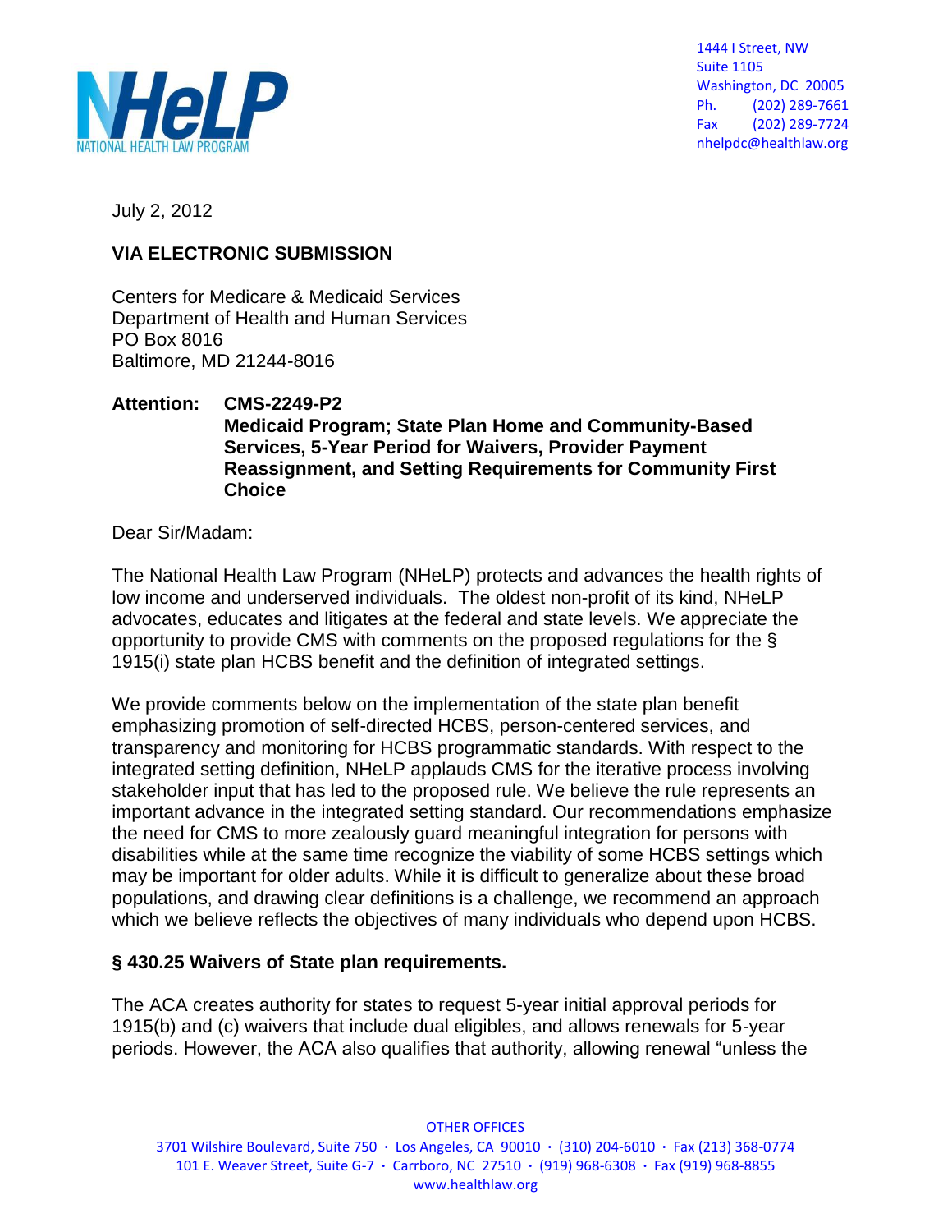NHeLP
NATIONAL HEALTH LAW PROGRAM

1444 I Street, NW
Suite 1105
Washington, DC 20005
Ph. (202) 289-7661
Fax (202) 289-7724
nhelpdc@healthlaw.org

July 2, 2012

**VIA ELECTRONIC SUBMISSION**

Centers for Medicare & Medicaid Services
Department of Health and Human Services
PO Box 8016
Baltimore, MD 21244-8016

**Attention: CMS-2249-P2**
**Medicaid Program; State Plan Home and Community-Based Services, 5-Year Period for Waivers, Provider Payment Reassignment, and Setting Requirements for Community First Choice**

Dear Sir/Madam:

The National Health Law Program (NHeLP) protects and advances the health rights of low income and underserved individuals. The oldest non-profit of its kind, NHeLP advocates, educates and litigates at the federal and state levels. We appreciate the opportunity to provide CMS with comments on the proposed regulations for the § 1915(i) state plan HCBS benefit and the definition of integrated settings.

We provide comments below on the implementation of the state plan benefit emphasizing promotion of self-directed HCBS, person-centered services, and transparency and monitoring for HCBS programmatic standards. With respect to the integrated setting definition, NHeLP applauds CMS for the iterative process involving stakeholder input that has led to the proposed rule. We believe the rule represents an important advance in the integrated setting standard. Our recommendations emphasize the need for CMS to more zealously guard meaningful integration for persons with disabilities while at the same time recognize the viability of some HCBS settings which may be important for older adults. While it is difficult to generalize about these broad populations, and drawing clear definitions is a challenge, we recommend an approach which we believe reflects the objectives of many individuals who depend upon HCBS.

**§ 430.25 Waivers of State plan requirements.**

The ACA creates authority for states to request 5-year initial approval periods for 1915(b) and (c) waivers that include dual eligibles, and allows renewals for 5-year periods. However, the ACA also qualifies that authority, allowing renewal "unless the

OTHER OFFICES
3701 Wilshire Boulevard, Suite 750 · Los Angeles, CA 90010 · (310) 204-6010 · Fax (213) 368-0774
101 E. Weaver Street, Suite G-7 · Carrboro, NC 27510 · (919) 968-6308 · Fax (919) 968-8855
www.healthlaw.org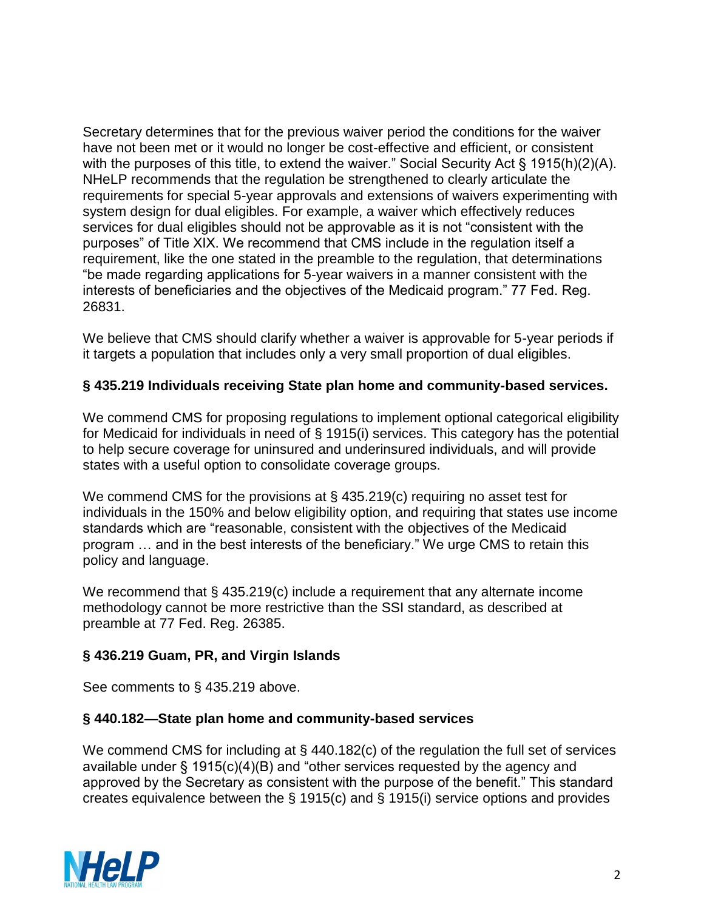Secretary determines that for the previous waiver period the conditions for the waiver have not been met or it would no longer be cost-effective and efficient, or consistent with the purposes of this title, to extend the waiver." Social Security Act § 1915(h)(2)(A). NHeLP recommends that the regulation be strengthened to clearly articulate the requirements for special 5-year approvals and extensions of waivers experimenting with system design for dual eligibles. For example, a waiver which effectively reduces services for dual eligibles should not be approvable as it is not "consistent with the purposes" of Title XIX. We recommend that CMS include in the regulation itself a requirement, like the one stated in the preamble to the regulation, that determinations "be made regarding applications for 5-year waivers in a manner consistent with the interests of beneficiaries and the objectives of the Medicaid program." 77 Fed. Reg. 26831.

We believe that CMS should clarify whether a waiver is approvable for 5-year periods if it targets a population that includes only a very small proportion of dual eligibles.

**§ 435.219 Individuals receiving State plan home and community-based services.**

We commend CMS for proposing regulations to implement optional categorical eligibility for Medicaid for individuals in need of § 1915(i) services. This category has the potential to help secure coverage for uninsured and underinsured individuals, and will provide states with a useful option to consolidate coverage groups.

We commend CMS for the provisions at § 435.219(c) requiring no asset test for individuals in the 150% and below eligibility option, and requiring that states use income standards which are "reasonable, consistent with the objectives of the Medicaid program … and in the best interests of the beneficiary." We urge CMS to retain this policy and language.

We recommend that § 435.219(c) include a requirement that any alternate income methodology cannot be more restrictive than the SSI standard, as described at preamble at 77 Fed. Reg. 26385.

**§ 436.219 Guam, PR, and Virgin Islands**

See comments to § 435.219 above.

**§ 440.182—State plan home and community-based services**

We commend CMS for including at § 440.182(c) of the regulation the full set of services available under § 1915(c)(4)(B) and "other services requested by the agency and approved by the Secretary as consistent with the purpose of the benefit." This standard creates equivalence between the § 1915(c) and § 1915(i) service options and provides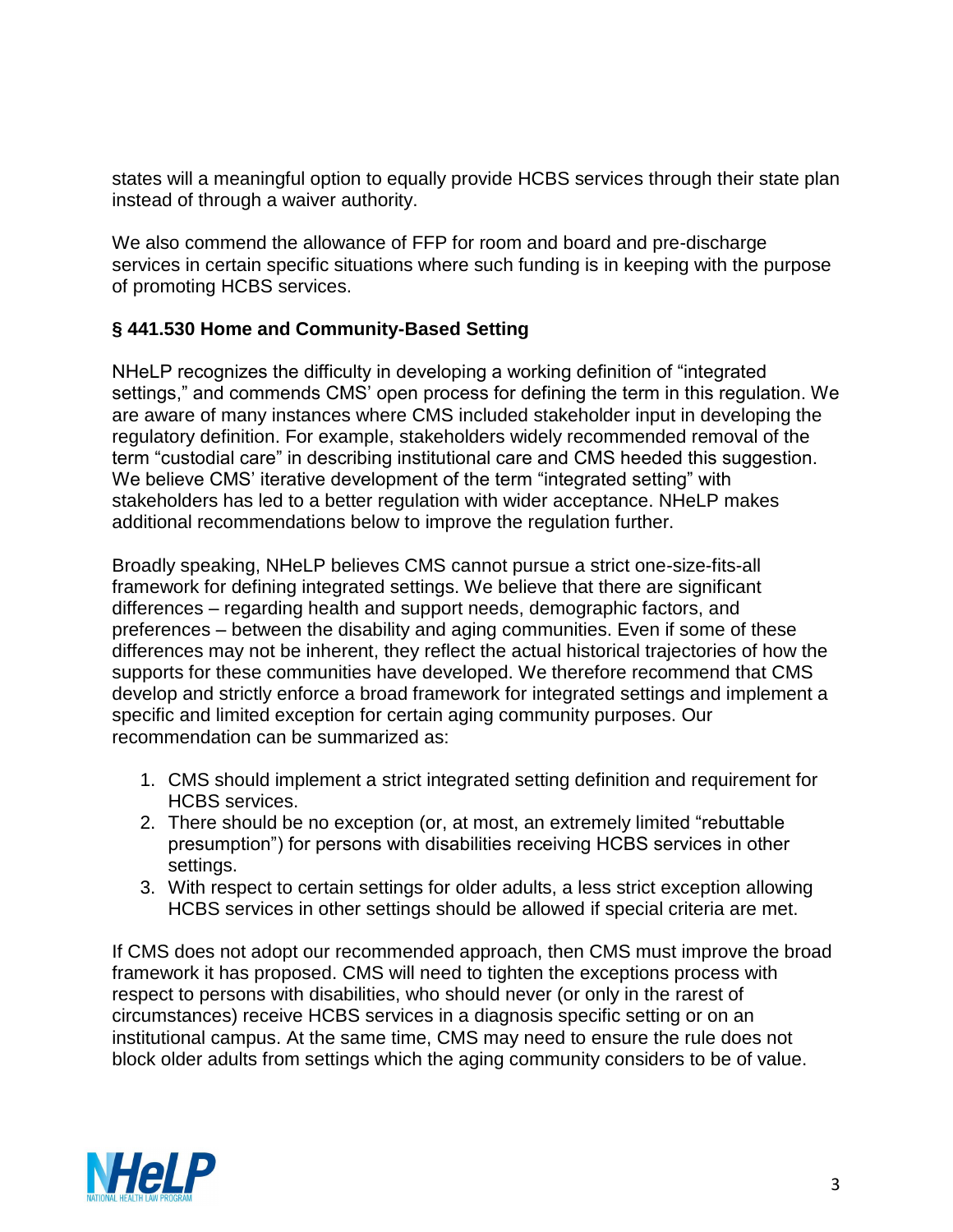states will a meaningful option to equally provide HCBS services through their state plan instead of through a waiver authority.

We also commend the allowance of FFP for room and board and pre-discharge services in certain specific situations where such funding is in keeping with the purpose of promoting HCBS services.

### § 441.530 Home and Community-Based Setting

NHeLP recognizes the difficulty in developing a working definition of "integrated settings," and commends CMS' open process for defining the term in this regulation. We are aware of many instances where CMS included stakeholder input in developing the regulatory definition. For example, stakeholders widely recommended removal of the term "custodial care" in describing institutional care and CMS heeded this suggestion. We believe CMS' iterative development of the term "integrated setting" with stakeholders has led to a better regulation with wider acceptance. NHeLP makes additional recommendations below to improve the regulation further.

Broadly speaking, NHeLP believes CMS cannot pursue a strict one-size-fits-all framework for defining integrated settings. We believe that there are significant differences – regarding health and support needs, demographic factors, and preferences – between the disability and aging communities. Even if some of these differences may not be inherent, they reflect the actual historical trajectories of how the supports for these communities have developed. We therefore recommend that CMS develop and strictly enforce a broad framework for integrated settings and implement a specific and limited exception for certain aging community purposes. Our recommendation can be summarized as:

1. CMS should implement a strict integrated setting definition and requirement for HCBS services.
2. There should be no exception (or, at most, an extremely limited "rebuttable presumption") for persons with disabilities receiving HCBS services in other settings.
3. With respect to certain settings for older adults, a less strict exception allowing HCBS services in other settings should be allowed if special criteria are met.

If CMS does not adopt our recommended approach, then CMS must improve the broad framework it has proposed. CMS will need to tighten the exceptions process with respect to persons with disabilities, who should never (or only in the rarest of circumstances) receive HCBS services in a diagnosis specific setting or on an institutional campus. At the same time, CMS may need to ensure the rule does not block older adults from settings which the aging community considers to be of value.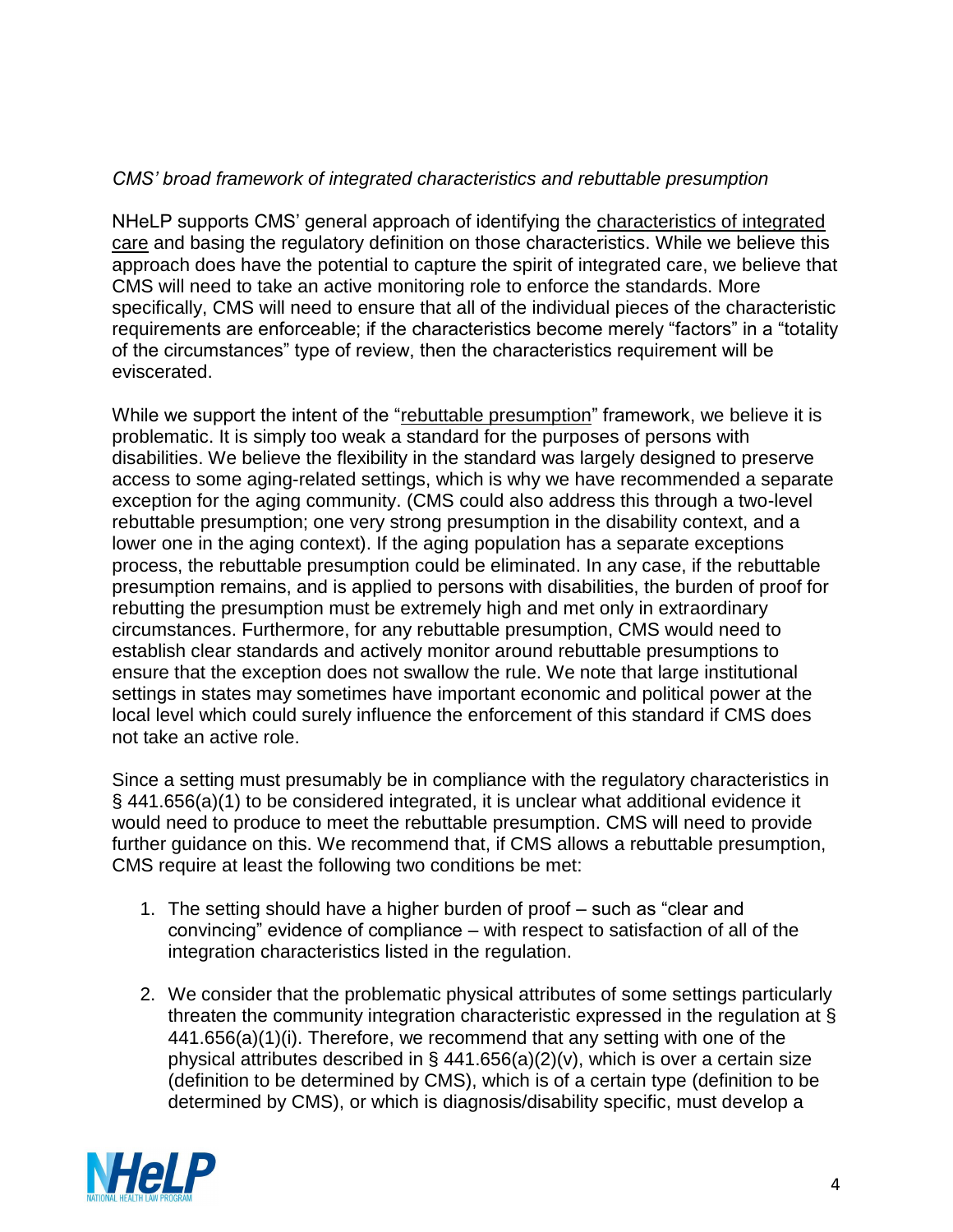*CMS' broad framework of integrated characteristics and rebuttable presumption*

NHeLP supports CMS' general approach of identifying the characteristics of integrated care and basing the regulatory definition on those characteristics. While we believe this approach does have the potential to capture the spirit of integrated care, we believe that CMS will need to take an active monitoring role to enforce the standards. More specifically, CMS will need to ensure that all of the individual pieces of the characteristic requirements are enforceable; if the characteristics become merely "factors" in a "totality of the circumstances" type of review, then the characteristics requirement will be eviscerated.

While we support the intent of the "rebuttable presumption" framework, we believe it is problematic. It is simply too weak a standard for the purposes of persons with disabilities. We believe the flexibility in the standard was largely designed to preserve access to some aging-related settings, which is why we have recommended a separate exception for the aging community. (CMS could also address this through a two-level rebuttable presumption; one very strong presumption in the disability context, and a lower one in the aging context). If the aging population has a separate exceptions process, the rebuttable presumption could be eliminated. In any case, if the rebuttable presumption remains, and is applied to persons with disabilities, the burden of proof for rebutting the presumption must be extremely high and met only in extraordinary circumstances. Furthermore, for any rebuttable presumption, CMS would need to establish clear standards and actively monitor around rebuttable presumptions to ensure that the exception does not swallow the rule. We note that large institutional settings in states may sometimes have important economic and political power at the local level which could surely influence the enforcement of this standard if CMS does not take an active role.

Since a setting must presumably be in compliance with the regulatory characteristics in § 441.656(a)(1) to be considered integrated, it is unclear what additional evidence it would need to produce to meet the rebuttable presumption. CMS will need to provide further guidance on this. We recommend that, if CMS allows a rebuttable presumption, CMS require at least the following two conditions be met:

1. The setting should have a higher burden of proof – such as "clear and convincing" evidence of compliance – with respect to satisfaction of all of the integration characteristics listed in the regulation.

2. We consider that the problematic physical attributes of some settings particularly threaten the community integration characteristic expressed in the regulation at § 441.656(a)(1)(i). Therefore, we recommend that any setting with one of the physical attributes described in § 441.656(a)(2)(v), which is over a certain size (definition to be determined by CMS), which is of a certain type (definition to be determined by CMS), or which is diagnosis/disability specific, must develop a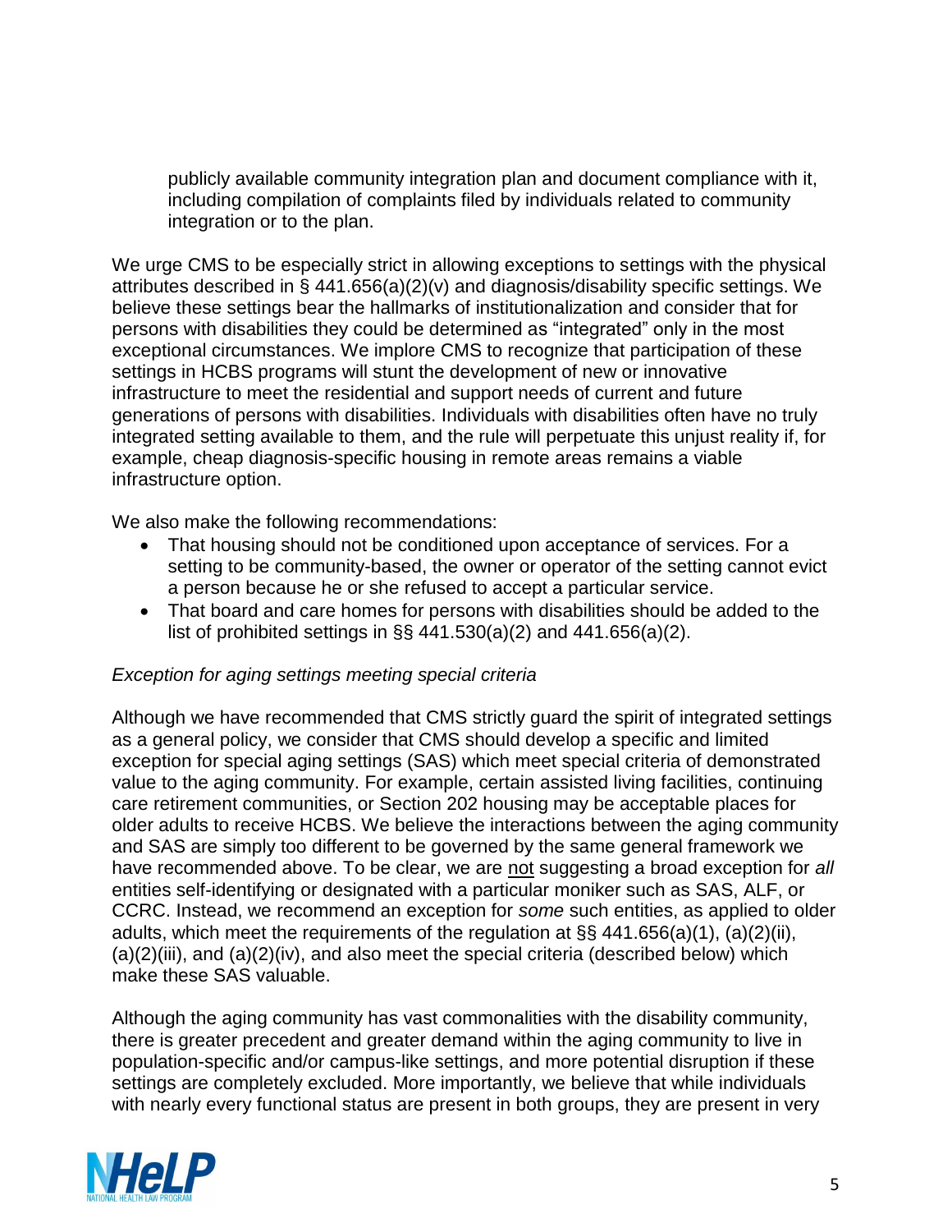publicly available community integration plan and document compliance with it, including compilation of complaints filed by individuals related to community integration or to the plan.

We urge CMS to be especially strict in allowing exceptions to settings with the physical attributes described in § 441.656(a)(2)(v) and diagnosis/disability specific settings. We believe these settings bear the hallmarks of institutionalization and consider that for persons with disabilities they could be determined as "integrated" only in the most exceptional circumstances. We implore CMS to recognize that participation of these settings in HCBS programs will stunt the development of new or innovative infrastructure to meet the residential and support needs of current and future generations of persons with disabilities. Individuals with disabilities often have no truly integrated setting available to them, and the rule will perpetuate this unjust reality if, for example, cheap diagnosis-specific housing in remote areas remains a viable infrastructure option.

We also make the following recommendations:

- That housing should not be conditioned upon acceptance of services. For a setting to be community-based, the owner or operator of the setting cannot evict a person because he or she refused to accept a particular service.
- That board and care homes for persons with disabilities should be added to the list of prohibited settings in §§ 441.530(a)(2) and 441.656(a)(2).

*Exception for aging settings meeting special criteria*

Although we have recommended that CMS strictly guard the spirit of integrated settings as a general policy, we consider that CMS should develop a specific and limited exception for special aging settings (SAS) which meet special criteria of demonstrated value to the aging community. For example, certain assisted living facilities, continuing care retirement communities, or Section 202 housing may be acceptable places for older adults to receive HCBS. We believe the interactions between the aging community and SAS are simply too different to be governed by the same general framework we have recommended above. To be clear, we are <u>not</u> suggesting a broad exception for *all* entities self-identifying or designated with a particular moniker such as SAS, ALF, or CCRC. Instead, we recommend an exception for *some* such entities, as applied to older adults, which meet the requirements of the regulation at §§ 441.656(a)(1), (a)(2)(ii), (a)(2)(iii), and (a)(2)(iv), and also meet the special criteria (described below) which make these SAS valuable.

Although the aging community has vast commonalities with the disability community, there is greater precedent and greater demand within the aging community to live in population-specific and/or campus-like settings, and more potential disruption if these settings are completely excluded. More importantly, we believe that while individuals with nearly every functional status are present in both groups, they are present in very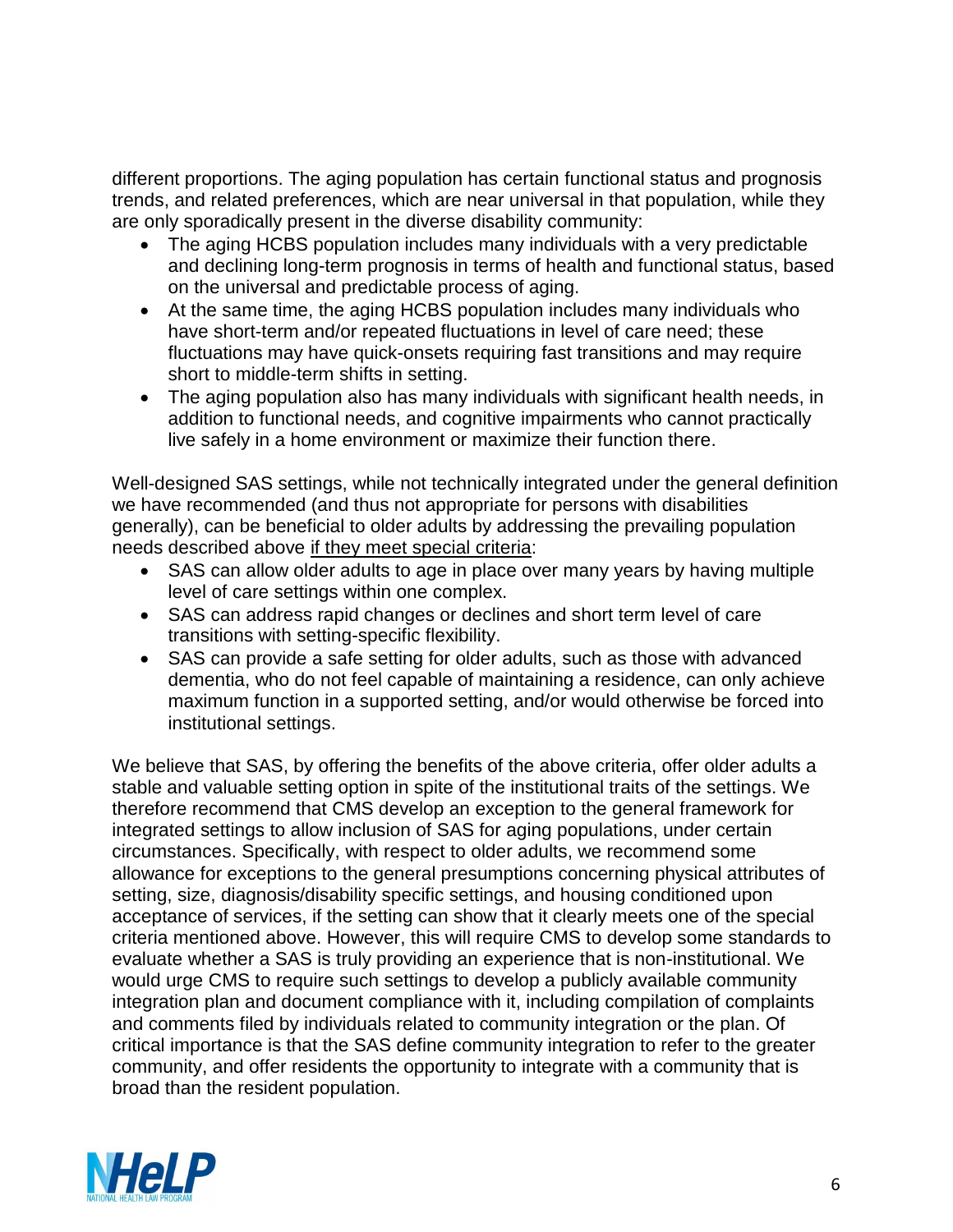different proportions. The aging population has certain functional status and prognosis trends, and related preferences, which are near universal in that population, while they are only sporadically present in the diverse disability community:

- The aging HCBS population includes many individuals with a very predictable and declining long-term prognosis in terms of health and functional status, based on the universal and predictable process of aging.
- At the same time, the aging HCBS population includes many individuals who have short-term and/or repeated fluctuations in level of care need; these fluctuations may have quick-onsets requiring fast transitions and may require short to middle-term shifts in setting.
- The aging population also has many individuals with significant health needs, in addition to functional needs, and cognitive impairments who cannot practically live safely in a home environment or maximize their function there.

Well-designed SAS settings, while not technically integrated under the general definition we have recommended (and thus not appropriate for persons with disabilities generally), can be beneficial to older adults by addressing the prevailing population needs described above <u>if they meet special criteria</u>:

- SAS can allow older adults to age in place over many years by having multiple level of care settings within one complex.
- SAS can address rapid changes or declines and short term level of care transitions with setting-specific flexibility.
- SAS can provide a safe setting for older adults, such as those with advanced dementia, who do not feel capable of maintaining a residence, can only achieve maximum function in a supported setting, and/or would otherwise be forced into institutional settings.

We believe that SAS, by offering the benefits of the above criteria, offer older adults a stable and valuable setting option in spite of the institutional traits of the settings. We therefore recommend that CMS develop an exception to the general framework for integrated settings to allow inclusion of SAS for aging populations, under certain circumstances. Specifically, with respect to older adults, we recommend some allowance for exceptions to the general presumptions concerning physical attributes of setting, size, diagnosis/disability specific settings, and housing conditioned upon acceptance of services, if the setting can show that it clearly meets one of the special criteria mentioned above. However, this will require CMS to develop some standards to evaluate whether a SAS is truly providing an experience that is non-institutional. We would urge CMS to require such settings to develop a publicly available community integration plan and document compliance with it, including compilation of complaints and comments filed by individuals related to community integration or the plan. Of critical importance is that the SAS define community integration to refer to the greater community, and offer residents the opportunity to integrate with a community that is broad than the resident population.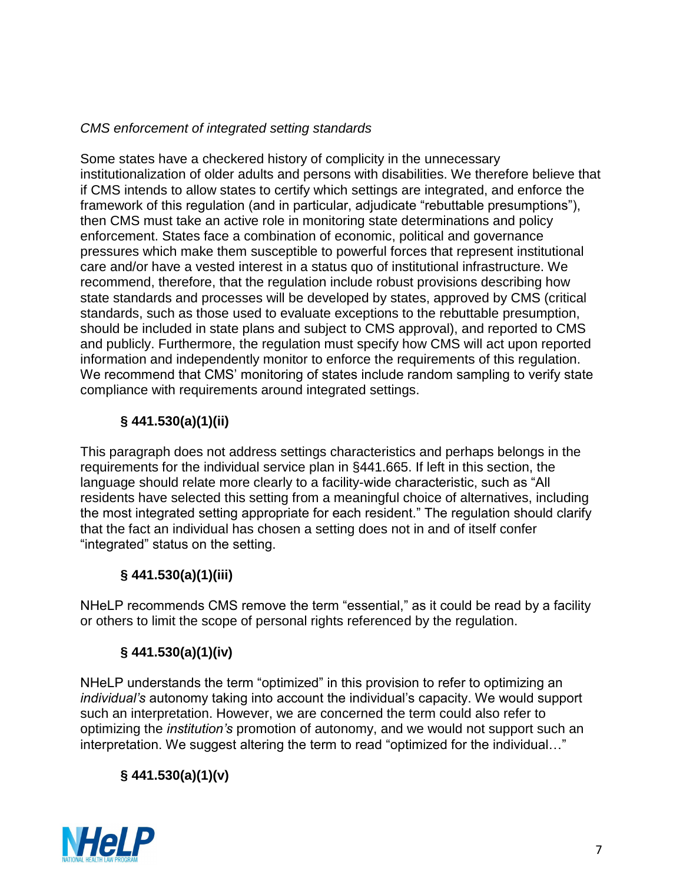*CMS enforcement of integrated setting standards*

Some states have a checkered history of complicity in the unnecessary institutionalization of older adults and persons with disabilities. We therefore believe that if CMS intends to allow states to certify which settings are integrated, and enforce the framework of this regulation (and in particular, adjudicate "rebuttable presumptions"), then CMS must take an active role in monitoring state determinations and policy enforcement. States face a combination of economic, political and governance pressures which make them susceptible to powerful forces that represent institutional care and/or have a vested interest in a status quo of institutional infrastructure. We recommend, therefore, that the regulation include robust provisions describing how state standards and processes will be developed by states, approved by CMS (critical standards, such as those used to evaluate exceptions to the rebuttable presumption, should be included in state plans and subject to CMS approval), and reported to CMS and publicly. Furthermore, the regulation must specify how CMS will act upon reported information and independently monitor to enforce the requirements of this regulation. We recommend that CMS' monitoring of states include random sampling to verify state compliance with requirements around integrated settings.

**§ 441.530(a)(1)(ii)**

This paragraph does not address settings characteristics and perhaps belongs in the requirements for the individual service plan in §441.665. If left in this section, the language should relate more clearly to a facility-wide characteristic, such as "All residents have selected this setting from a meaningful choice of alternatives, including the most integrated setting appropriate for each resident." The regulation should clarify that the fact an individual has chosen a setting does not in and of itself confer "integrated" status on the setting.

**§ 441.530(a)(1)(iii)**

NHeLP recommends CMS remove the term "essential," as it could be read by a facility or others to limit the scope of personal rights referenced by the regulation.

**§ 441.530(a)(1)(iv)**

NHeLP understands the term "optimized" in this provision to refer to optimizing an *individual's* autonomy taking into account the individual's capacity. We would support such an interpretation. However, we are concerned the term could also refer to optimizing the *institution's* promotion of autonomy, and we would not support such an interpretation. We suggest altering the term to read "optimized for the individual…"

**§ 441.530(a)(1)(v)**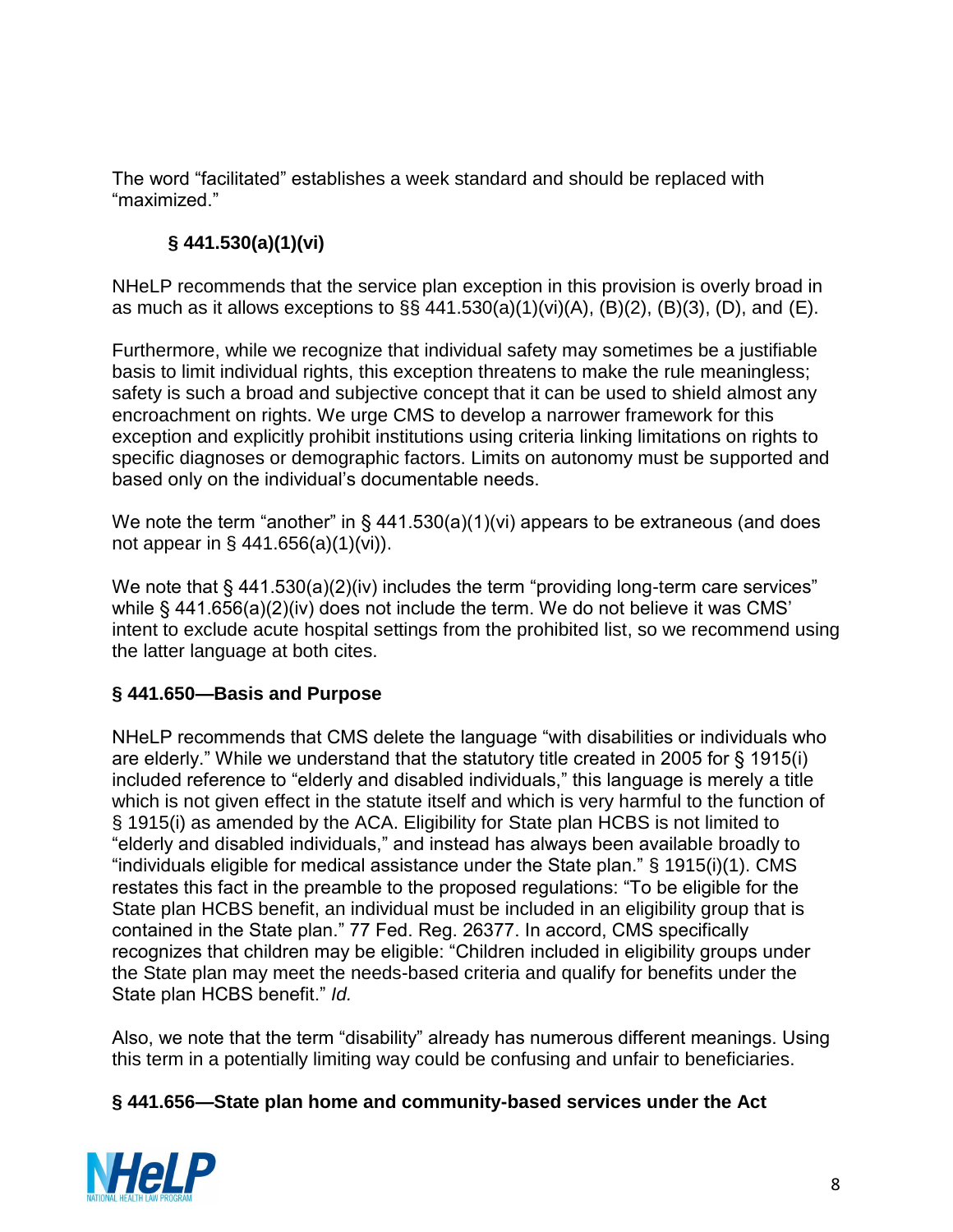The word “facilitated” establishes a week standard and should be replaced with “maximized.”

### § 441.530(a)(1)(vi)

NHeLP recommends that the service plan exception in this provision is overly broad in as much as it allows exceptions to §§ 441.530(a)(1)(vi)(A), (B)(2), (B)(3), (D), and (E).

Furthermore, while we recognize that individual safety may sometimes be a justifiable basis to limit individual rights, this exception threatens to make the rule meaningless; safety is such a broad and subjective concept that it can be used to shield almost any encroachment on rights. We urge CMS to develop a narrower framework for this exception and explicitly prohibit institutions using criteria linking limitations on rights to specific diagnoses or demographic factors. Limits on autonomy must be supported and based only on the individual’s documentable needs.

We note the term “another” in § 441.530(a)(1)(vi) appears to be extraneous (and does not appear in § 441.656(a)(1)(vi)).

We note that § 441.530(a)(2)(iv) includes the term “providing long-term care services” while § 441.656(a)(2)(iv) does not include the term. We do not believe it was CMS’ intent to exclude acute hospital settings from the prohibited list, so we recommend using the latter language at both cites.

### § 441.650—Basis and Purpose

NHeLP recommends that CMS delete the language “with disabilities or individuals who are elderly.” While we understand that the statutory title created in 2005 for § 1915(i) included reference to “elderly and disabled individuals,” this language is merely a title which is not given effect in the statute itself and which is very harmful to the function of § 1915(i) as amended by the ACA. Eligibility for State plan HCBS is not limited to “elderly and disabled individuals,” and instead has always been available broadly to “individuals eligible for medical assistance under the State plan.” § 1915(i)(1). CMS restates this fact in the preamble to the proposed regulations: “To be eligible for the State plan HCBS benefit, an individual must be included in an eligibility group that is contained in the State plan.” 77 Fed. Reg. 26377. In accord, CMS specifically recognizes that children may be eligible: “Children included in eligibility groups under the State plan may meet the needs-based criteria and qualify for benefits under the State plan HCBS benefit.” *Id.*

Also, we note that the term “disability” already has numerous different meanings. Using this term in a potentially limiting way could be confusing and unfair to beneficiaries.

### § 441.656—State plan home and community-based services under the Act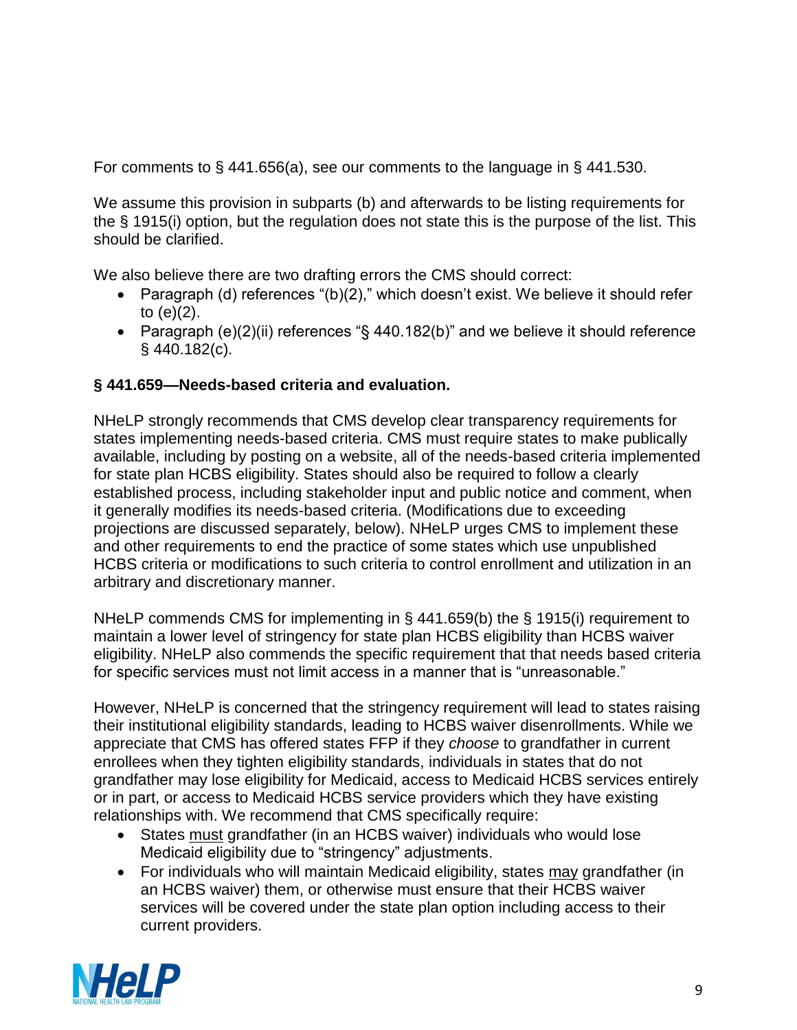For comments to § 441.656(a), see our comments to the language in § 441.530.

We assume this provision in subparts (b) and afterwards to be listing requirements for the § 1915(i) option, but the regulation does not state this is the purpose of the list. This should be clarified.

We also believe there are two drafting errors the CMS should correct:

- Paragraph (d) references "(b)(2)," which doesn't exist. We believe it should refer to (e)(2).
- Paragraph (e)(2)(ii) references "§ 440.182(b)" and we believe it should reference § 440.182(c).

**§ 441.659—Needs-based criteria and evaluation.**

NHeLP strongly recommends that CMS develop clear transparency requirements for states implementing needs-based criteria. CMS must require states to make publically available, including by posting on a website, all of the needs-based criteria implemented for state plan HCBS eligibility. States should also be required to follow a clearly established process, including stakeholder input and public notice and comment, when it generally modifies its needs-based criteria. (Modifications due to exceeding projections are discussed separately, below). NHeLP urges CMS to implement these and other requirements to end the practice of some states which use unpublished HCBS criteria or modifications to such criteria to control enrollment and utilization in an arbitrary and discretionary manner.

NHeLP commends CMS for implementing in § 441.659(b) the § 1915(i) requirement to maintain a lower level of stringency for state plan HCBS eligibility than HCBS waiver eligibility. NHeLP also commends the specific requirement that that needs based criteria for specific services must not limit access in a manner that is "unreasonable."

However, NHeLP is concerned that the stringency requirement will lead to states raising their institutional eligibility standards, leading to HCBS waiver disenrollments. While we appreciate that CMS has offered states FFP if they *choose* to grandfather in current enrollees when they tighten eligibility standards, individuals in states that do not grandfather may lose eligibility for Medicaid, access to Medicaid HCBS services entirely or in part, or access to Medicaid HCBS service providers which they have existing relationships with. We recommend that CMS specifically require:

- States <u>must</u> grandfather (in an HCBS waiver) individuals who would lose Medicaid eligibility due to "stringency" adjustments.
- For individuals who will maintain Medicaid eligibility, states <u>may</u> grandfather (in an HCBS waiver) them, or otherwise must ensure that their HCBS waiver services will be covered under the state plan option including access to their current providers.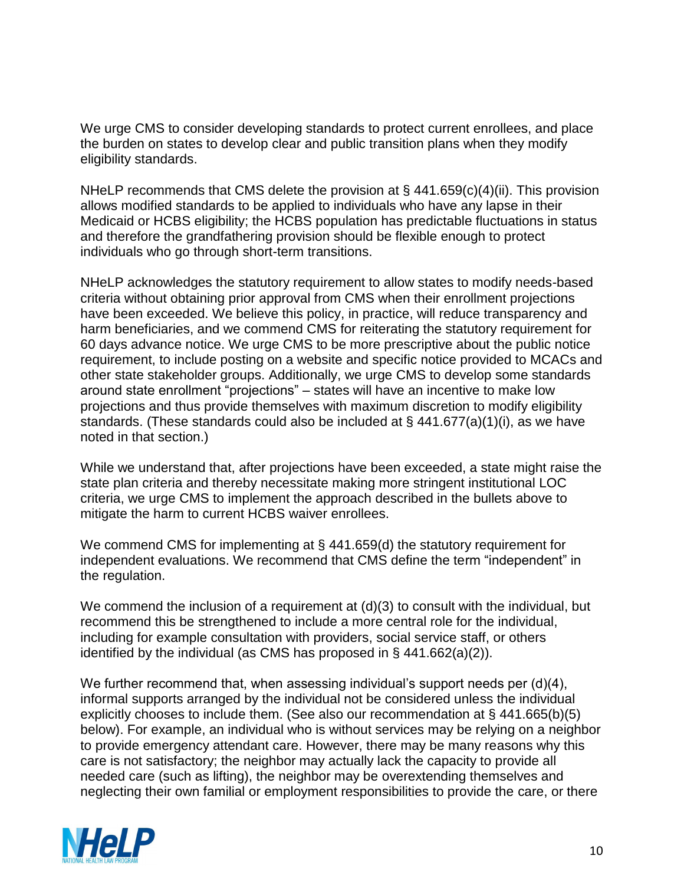We urge CMS to consider developing standards to protect current enrollees, and place the burden on states to develop clear and public transition plans when they modify eligibility standards.

NHeLP recommends that CMS delete the provision at § 441.659(c)(4)(ii). This provision allows modified standards to be applied to individuals who have any lapse in their Medicaid or HCBS eligibility; the HCBS population has predictable fluctuations in status and therefore the grandfathering provision should be flexible enough to protect individuals who go through short-term transitions.

NHeLP acknowledges the statutory requirement to allow states to modify needs-based criteria without obtaining prior approval from CMS when their enrollment projections have been exceeded. We believe this policy, in practice, will reduce transparency and harm beneficiaries, and we commend CMS for reiterating the statutory requirement for 60 days advance notice. We urge CMS to be more prescriptive about the public notice requirement, to include posting on a website and specific notice provided to MCACs and other state stakeholder groups. Additionally, we urge CMS to develop some standards around state enrollment "projections" – states will have an incentive to make low projections and thus provide themselves with maximum discretion to modify eligibility standards. (These standards could also be included at § 441.677(a)(1)(i), as we have noted in that section.)

While we understand that, after projections have been exceeded, a state might raise the state plan criteria and thereby necessitate making more stringent institutional LOC criteria, we urge CMS to implement the approach described in the bullets above to mitigate the harm to current HCBS waiver enrollees.

We commend CMS for implementing at § 441.659(d) the statutory requirement for independent evaluations. We recommend that CMS define the term "independent" in the regulation.

We commend the inclusion of a requirement at (d)(3) to consult with the individual, but recommend this be strengthened to include a more central role for the individual, including for example consultation with providers, social service staff, or others identified by the individual (as CMS has proposed in § 441.662(a)(2)).

We further recommend that, when assessing individual's support needs per (d)(4), informal supports arranged by the individual not be considered unless the individual explicitly chooses to include them. (See also our recommendation at § 441.665(b)(5) below). For example, an individual who is without services may be relying on a neighbor to provide emergency attendant care. However, there may be many reasons why this care is not satisfactory; the neighbor may actually lack the capacity to provide all needed care (such as lifting), the neighbor may be overextending themselves and neglecting their own familial or employment responsibilities to provide the care, or there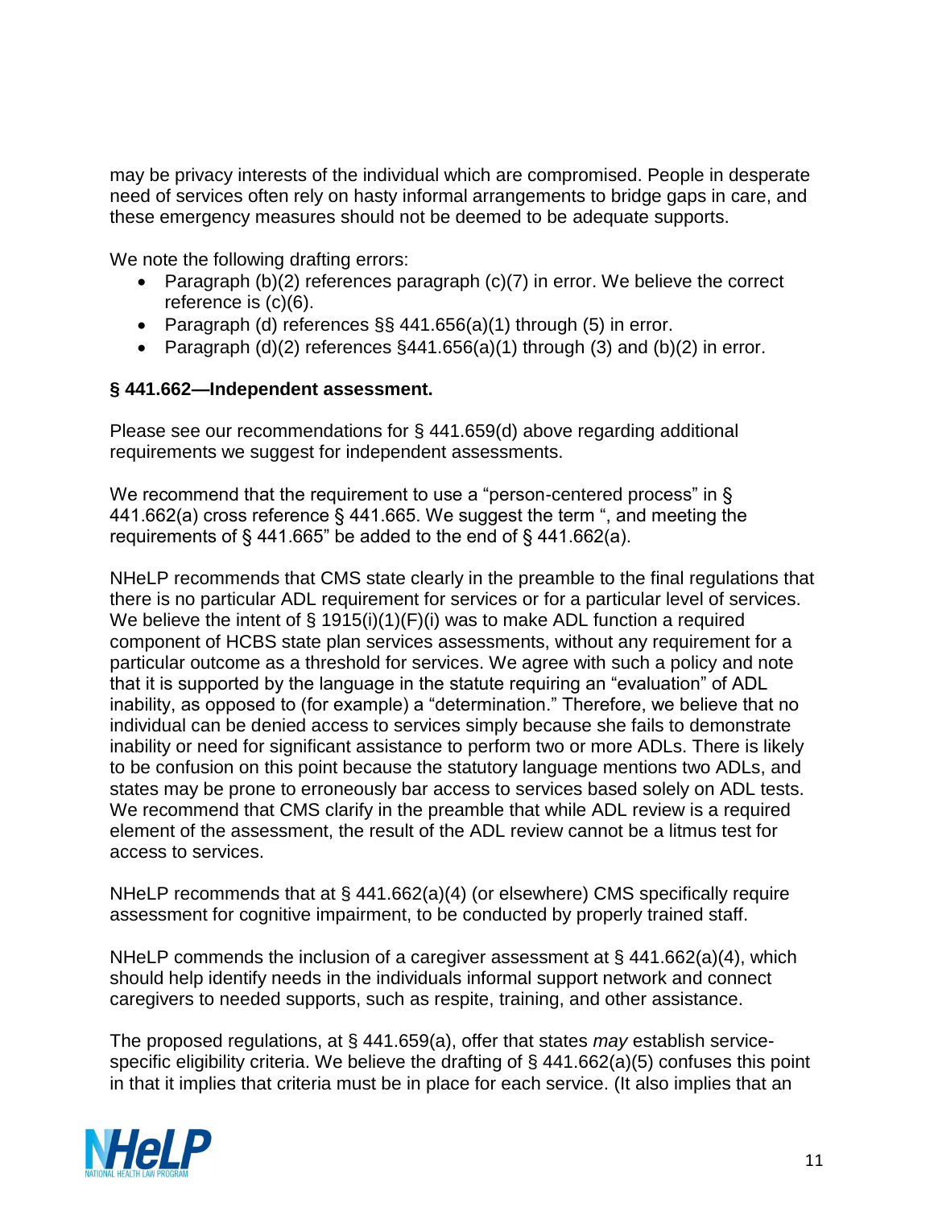may be privacy interests of the individual which are compromised. People in desperate need of services often rely on hasty informal arrangements to bridge gaps in care, and these emergency measures should not be deemed to be adequate supports.

We note the following drafting errors:

- Paragraph (b)(2) references paragraph (c)(7) in error. We believe the correct reference is (c)(6).
- Paragraph (d) references §§ 441.656(a)(1) through (5) in error.
- Paragraph (d)(2) references §441.656(a)(1) through (3) and (b)(2) in error.

**§ 441.662—Independent assessment.**

Please see our recommendations for § 441.659(d) above regarding additional requirements we suggest for independent assessments.

We recommend that the requirement to use a "person-centered process" in § 441.662(a) cross reference § 441.665. We suggest the term ", and meeting the requirements of § 441.665" be added to the end of § 441.662(a).

NHeLP recommends that CMS state clearly in the preamble to the final regulations that there is no particular ADL requirement for services or for a particular level of services. We believe the intent of § 1915(i)(1)(F)(i) was to make ADL function a required component of HCBS state plan services assessments, without any requirement for a particular outcome as a threshold for services. We agree with such a policy and note that it is supported by the language in the statute requiring an "evaluation" of ADL inability, as opposed to (for example) a "determination." Therefore, we believe that no individual can be denied access to services simply because she fails to demonstrate inability or need for significant assistance to perform two or more ADLs. There is likely to be confusion on this point because the statutory language mentions two ADLs, and states may be prone to erroneously bar access to services based solely on ADL tests. We recommend that CMS clarify in the preamble that while ADL review is a required element of the assessment, the result of the ADL review cannot be a litmus test for access to services.

NHeLP recommends that at § 441.662(a)(4) (or elsewhere) CMS specifically require assessment for cognitive impairment, to be conducted by properly trained staff.

NHeLP commends the inclusion of a caregiver assessment at § 441.662(a)(4), which should help identify needs in the individuals informal support network and connect caregivers to needed supports, such as respite, training, and other assistance.

The proposed regulations, at § 441.659(a), offer that states *may* establish service-specific eligibility criteria. We believe the drafting of § 441.662(a)(5) confuses this point in that it implies that criteria must be in place for each service. (It also implies that an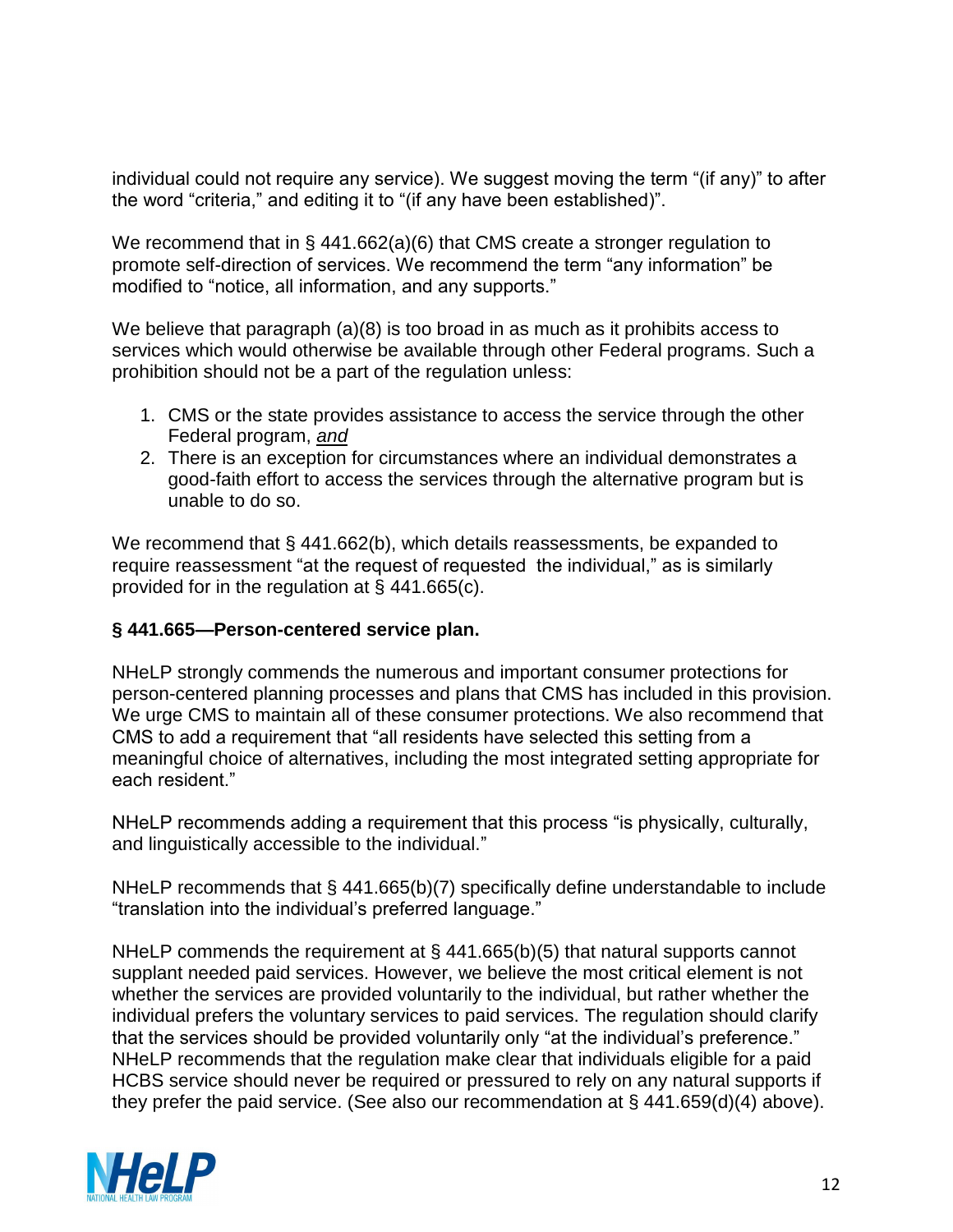individual could not require any service). We suggest moving the term "(if any)" to after the word "criteria," and editing it to "(if any have been established)".

We recommend that in § 441.662(a)(6) that CMS create a stronger regulation to promote self-direction of services. We recommend the term "any information" be modified to "notice, all information, and any supports."

We believe that paragraph (a)(8) is too broad in as much as it prohibits access to services which would otherwise be available through other Federal programs. Such a prohibition should not be a part of the regulation unless:

1. CMS or the state provides assistance to access the service through the other Federal program, *and*
2. There is an exception for circumstances where an individual demonstrates a good-faith effort to access the services through the alternative program but is unable to do so.

We recommend that § 441.662(b), which details reassessments, be expanded to require reassessment "at the request of requested the individual," as is similarly provided for in the regulation at § 441.665(c).

**§ 441.665—Person-centered service plan.**

NHeLP strongly commends the numerous and important consumer protections for person-centered planning processes and plans that CMS has included in this provision. We urge CMS to maintain all of these consumer protections. We also recommend that CMS to add a requirement that "all residents have selected this setting from a meaningful choice of alternatives, including the most integrated setting appropriate for each resident."

NHeLP recommends adding a requirement that this process "is physically, culturally, and linguistically accessible to the individual."

NHeLP recommends that § 441.665(b)(7) specifically define understandable to include "translation into the individual's preferred language."

NHeLP commends the requirement at § 441.665(b)(5) that natural supports cannot supplant needed paid services. However, we believe the most critical element is not whether the services are provided voluntarily to the individual, but rather whether the individual prefers the voluntary services to paid services. The regulation should clarify that the services should be provided voluntarily only "at the individual's preference." NHeLP recommends that the regulation make clear that individuals eligible for a paid HCBS service should never be required or pressured to rely on any natural supports if they prefer the paid service. (See also our recommendation at § 441.659(d)(4) above).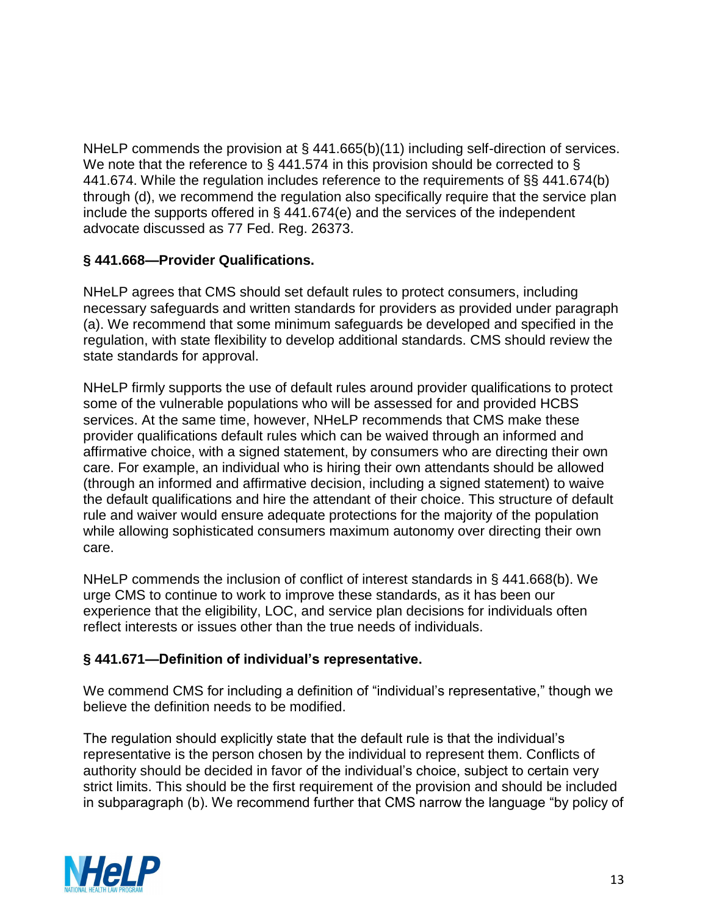NHeLP commends the provision at § 441.665(b)(11) including self-direction of services. We note that the reference to § 441.574 in this provision should be corrected to § 441.674. While the regulation includes reference to the requirements of §§ 441.674(b) through (d), we recommend the regulation also specifically require that the service plan include the supports offered in § 441.674(e) and the services of the independent advocate discussed as 77 Fed. Reg. 26373.

### § 441.668—Provider Qualifications.

NHeLP agrees that CMS should set default rules to protect consumers, including necessary safeguards and written standards for providers as provided under paragraph (a). We recommend that some minimum safeguards be developed and specified in the regulation, with state flexibility to develop additional standards. CMS should review the state standards for approval.

NHeLP firmly supports the use of default rules around provider qualifications to protect some of the vulnerable populations who will be assessed for and provided HCBS services. At the same time, however, NHeLP recommends that CMS make these provider qualifications default rules which can be waived through an informed and affirmative choice, with a signed statement, by consumers who are directing their own care. For example, an individual who is hiring their own attendants should be allowed (through an informed and affirmative decision, including a signed statement) to waive the default qualifications and hire the attendant of their choice. This structure of default rule and waiver would ensure adequate protections for the majority of the population while allowing sophisticated consumers maximum autonomy over directing their own care.

NHeLP commends the inclusion of conflict of interest standards in § 441.668(b). We urge CMS to continue to work to improve these standards, as it has been our experience that the eligibility, LOC, and service plan decisions for individuals often reflect interests or issues other than the true needs of individuals.

### § 441.671—Definition of individual's representative.

We commend CMS for including a definition of "individual's representative," though we believe the definition needs to be modified.

The regulation should explicitly state that the default rule is that the individual's representative is the person chosen by the individual to represent them. Conflicts of authority should be decided in favor of the individual's choice, subject to certain very strict limits. This should be the first requirement of the provision and should be included in subparagraph (b). We recommend further that CMS narrow the language "by policy of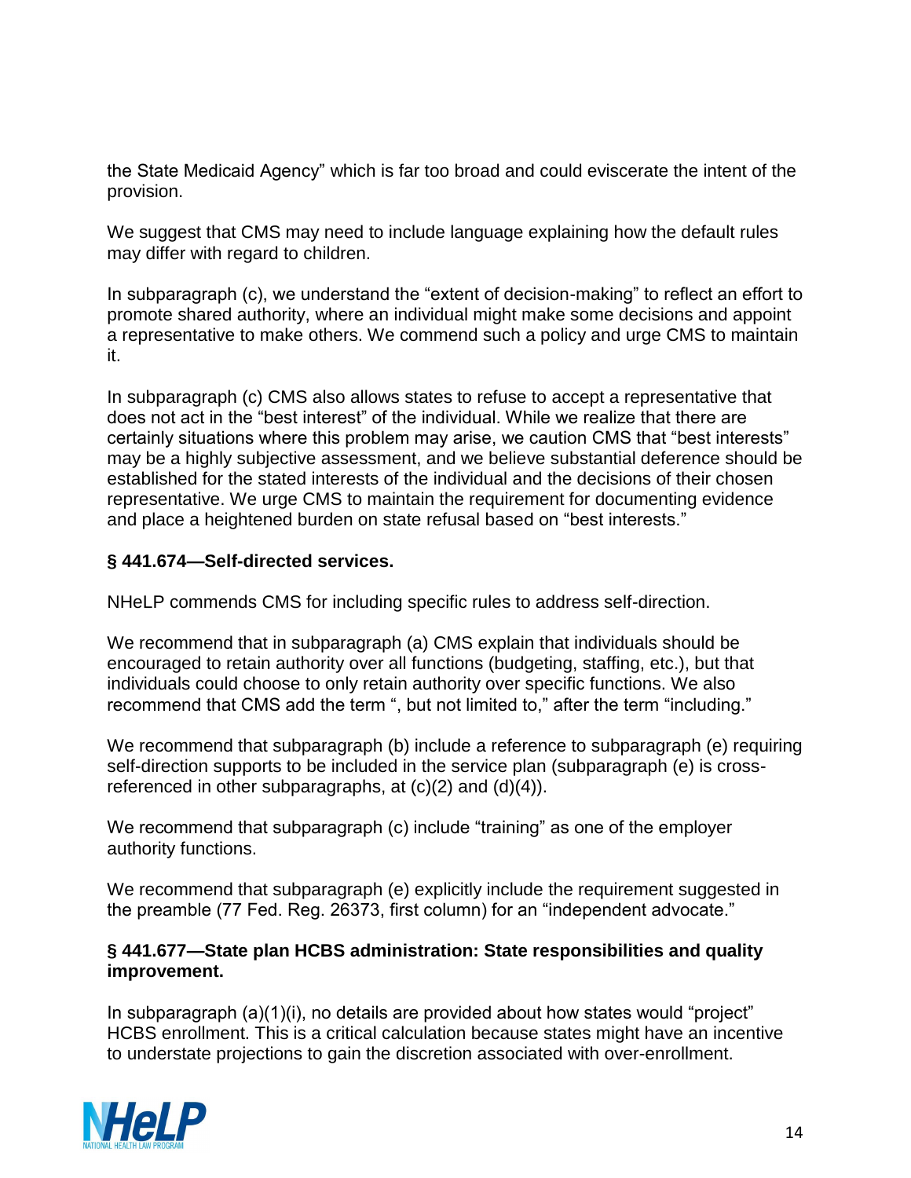the State Medicaid Agency" which is far too broad and could eviscerate the intent of the provision.

We suggest that CMS may need to include language explaining how the default rules may differ with regard to children.

In subparagraph (c), we understand the "extent of decision-making" to reflect an effort to promote shared authority, where an individual might make some decisions and appoint a representative to make others. We commend such a policy and urge CMS to maintain it.

In subparagraph (c) CMS also allows states to refuse to accept a representative that does not act in the "best interest" of the individual. While we realize that there are certainly situations where this problem may arise, we caution CMS that "best interests" may be a highly subjective assessment, and we believe substantial deference should be established for the stated interests of the individual and the decisions of their chosen representative. We urge CMS to maintain the requirement for documenting evidence and place a heightened burden on state refusal based on "best interests."

**§ 441.674—Self-directed services.**

NHeLP commends CMS for including specific rules to address self-direction.

We recommend that in subparagraph (a) CMS explain that individuals should be encouraged to retain authority over all functions (budgeting, staffing, etc.), but that individuals could choose to only retain authority over specific functions. We also recommend that CMS add the term ", but not limited to," after the term "including."

We recommend that subparagraph (b) include a reference to subparagraph (e) requiring self-direction supports to be included in the service plan (subparagraph (e) is cross-referenced in other subparagraphs, at (c)(2) and (d)(4)).

We recommend that subparagraph (c) include "training" as one of the employer authority functions.

We recommend that subparagraph (e) explicitly include the requirement suggested in the preamble (77 Fed. Reg. 26373, first column) for an "independent advocate."

**§ 441.677—State plan HCBS administration: State responsibilities and quality improvement.**

In subparagraph (a)(1)(i), no details are provided about how states would "project" HCBS enrollment. This is a critical calculation because states might have an incentive to understate projections to gain the discretion associated with over-enrollment.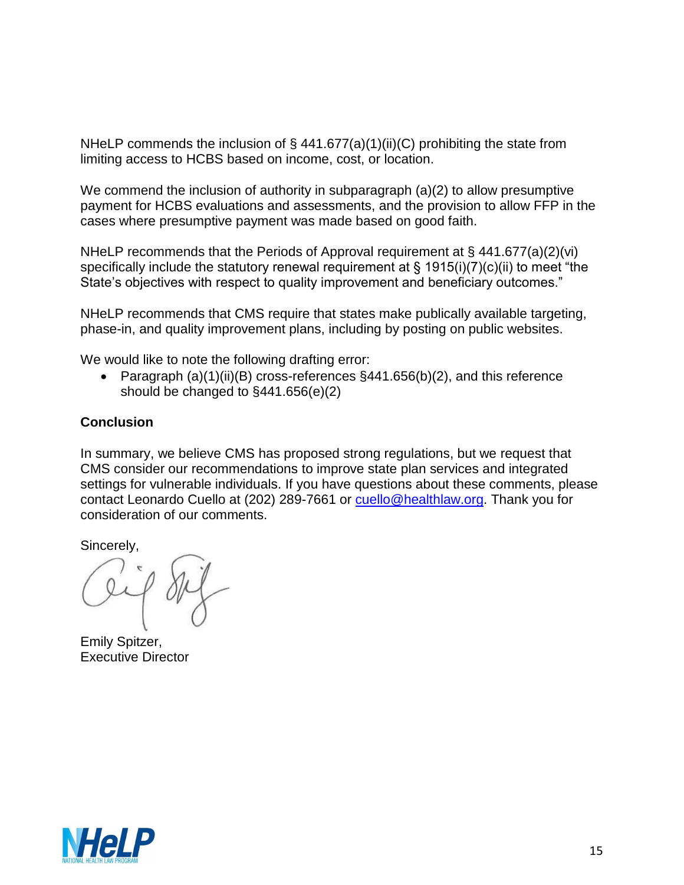NHeLP commends the inclusion of § 441.677(a)(1)(ii)(C) prohibiting the state from limiting access to HCBS based on income, cost, or location.

We commend the inclusion of authority in subparagraph (a)(2) to allow presumptive payment for HCBS evaluations and assessments, and the provision to allow FFP in the cases where presumptive payment was made based on good faith.

NHeLP recommends that the Periods of Approval requirement at § 441.677(a)(2)(vi) specifically include the statutory renewal requirement at § 1915(i)(7)(c)(ii) to meet "the State's objectives with respect to quality improvement and beneficiary outcomes."

NHeLP recommends that CMS require that states make publically available targeting, phase-in, and quality improvement plans, including by posting on public websites.

We would like to note the following drafting error:

- Paragraph (a)(1)(ii)(B) cross-references §441.656(b)(2), and this reference should be changed to §441.656(e)(2)

**Conclusion**

In summary, we believe CMS has proposed strong regulations, but we request that CMS consider our recommendations to improve state plan services and integrated settings for vulnerable individuals. If you have questions about these comments, please contact Leonardo Cuello at (202) 289-7661 or cuello@healthlaw.org. Thank you for consideration of our comments.

Sincerely,

Emily Spitzer,
Executive Director